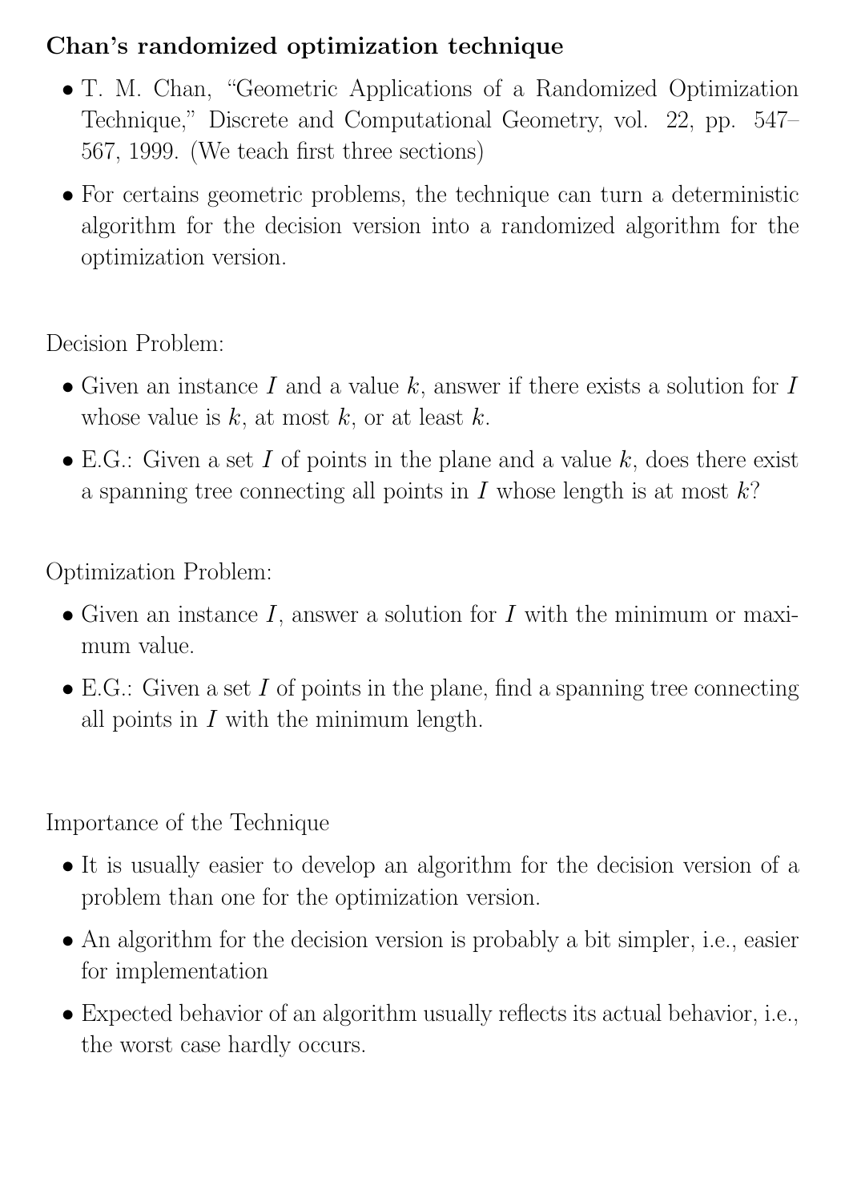## Chan's randomized optimization technique

- T. M. Chan, "Geometric Applications of a Randomized Optimization Technique," Discrete and Computational Geometry, vol. 22, pp. 547–567, 1999. (We teach first three sections)
- For certains geometric problems, the technique can turn a deterministic algorithm for the decision version into a randomized algorithm for the optimization version.

Decision Problem:

- Given an instance $I$ and a value $k$, answer if there exists a solution for $I$ whose value is $k$, at most $k$, or at least $k$.
- E.G.: Given a set $I$ of points in the plane and a value $k$, does there exist a spanning tree connecting all points in $I$ whose length is at most $k$?

Optimization Problem:

- Given an instance $I$, answer a solution for $I$ with the minimum or maximum value.
- E.G.: Given a set $I$ of points in the plane, find a spanning tree connecting all points in $I$ with the minimum length.

Importance of the Technique

- It is usually easier to develop an algorithm for the decision version of a problem than one for the optimization version.
- An algorithm for the decision version is probably a bit simpler, i.e., easier for implementation
- Expected behavior of an algorithm usually reflects its actual behavior, i.e., the worst case hardly occurs.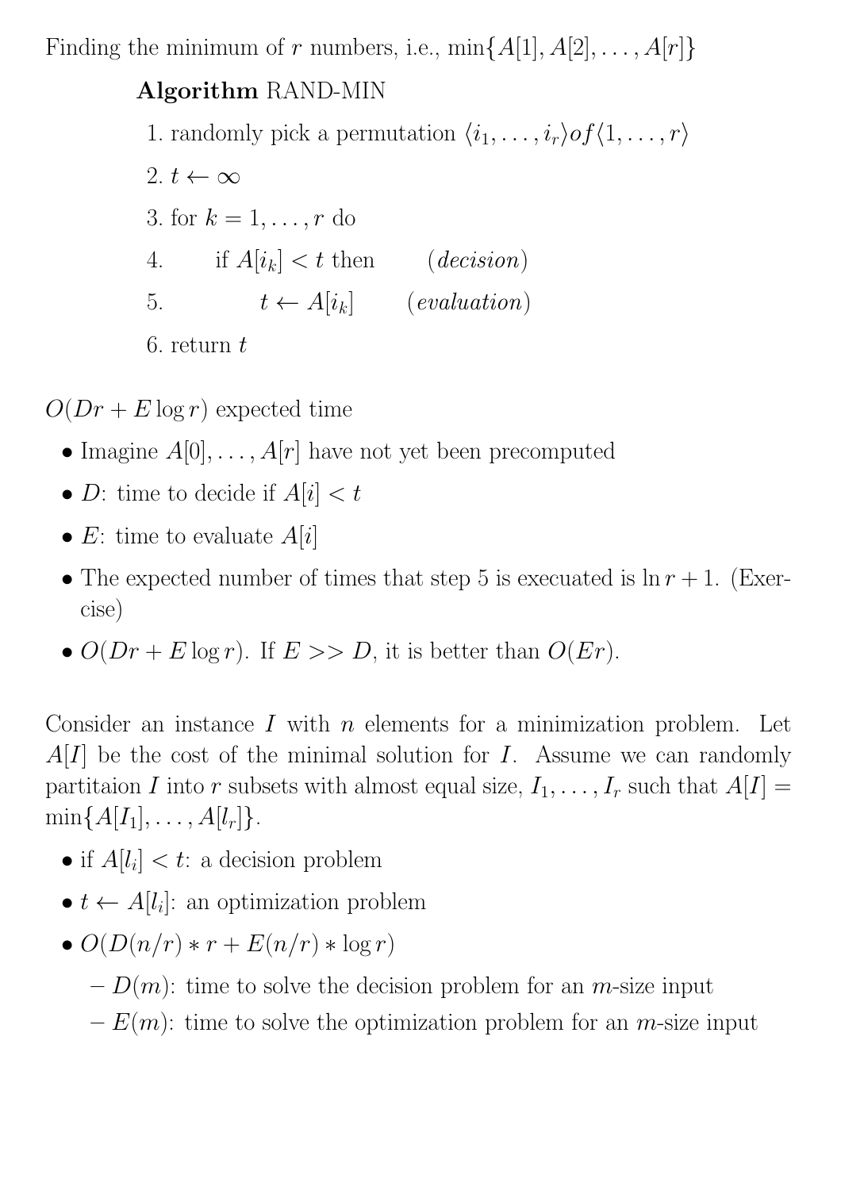Finding the minimum of $r$ numbers, i.e., $\min\{A[1], A[2], \ldots, A[r]\}$

**Algorithm** RAND-MIN

1. randomly pick a permutation $\langle i_1, \ldots, i_r \rangle of \langle 1, \ldots, r \rangle$
2. $t \leftarrow \infty$
3. for $k = 1, \ldots, r$ do
4. if $A[i_k] < t$ then (*decision*)
5. $t \leftarrow A[i_k]$ (*evaluation*)
6. return $t$

$O(Dr + E \log r)$ expected time

- Imagine $A[0], \ldots, A[r]$ have not yet been precomputed
- $D$: time to decide if $A[i] < t$
- $E$: time to evaluate $A[i]$
- The expected number of times that step 5 is execuated is $\ln r + 1$. (Exercise)
- $O(Dr + E \log r)$. If $E >> D$, it is better than $O(Er)$.

Consider an instance $I$ with $n$ elements for a minimization problem. Let $A[I]$ be the cost of the minimal solution for $I$. Assume we can randomly partitaion $I$ into $r$ subsets with almost equal size, $I_1, \ldots, I_r$ such that $A[I] = \min\{A[I_1], \ldots, A[l_r]\}$.

- if $A[l_i] < t$: a decision problem
- $t \leftarrow A[l_i]$: an optimization problem
- $O(D(n/r) * r + E(n/r) * \log r)$
  - $D(m)$: time to solve the decision problem for an $m$-size input
  - $E(m)$: time to solve the optimization problem for an $m$-size input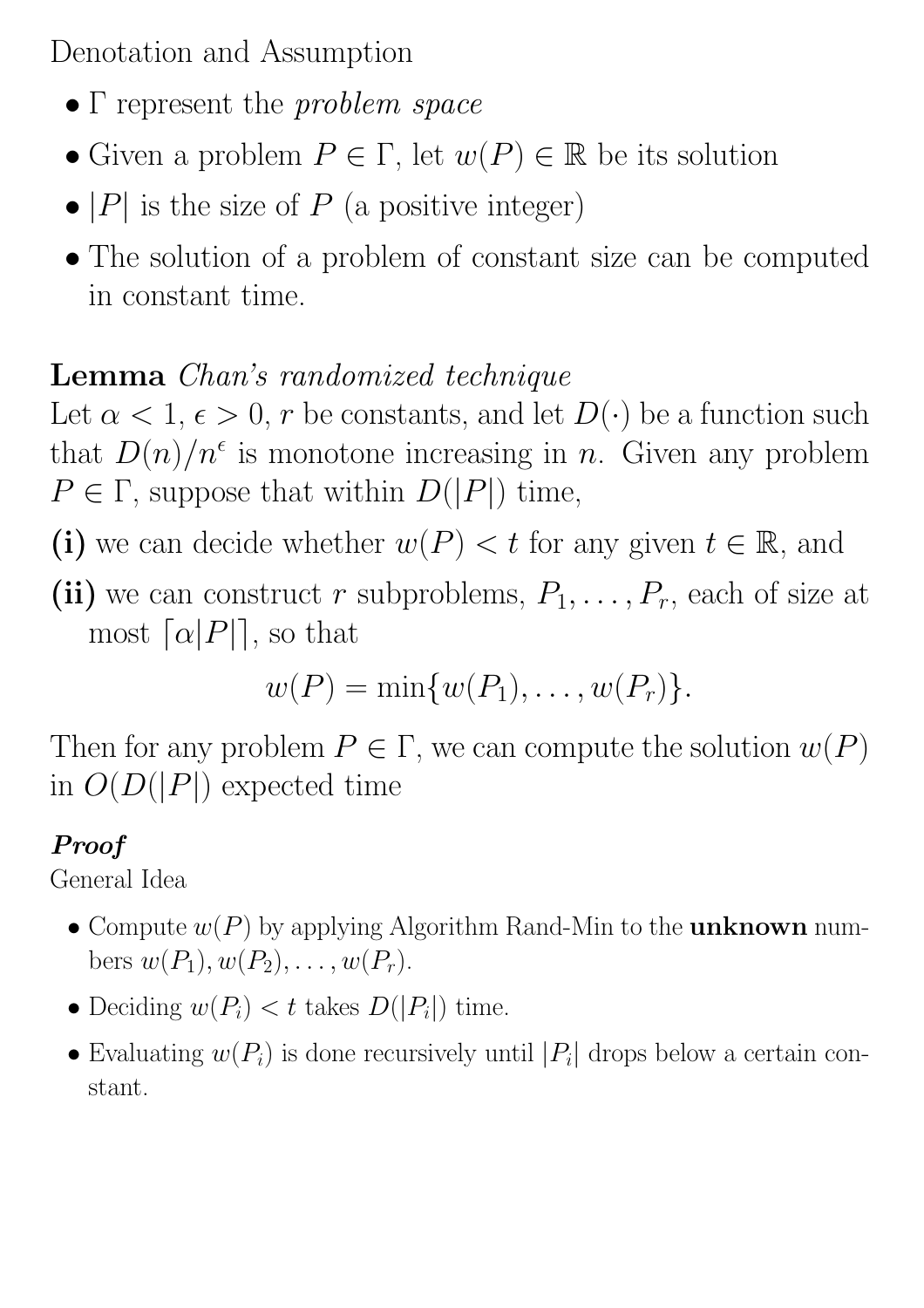Denotation and Assumption

- $\Gamma$ represent the *problem space*
- Given a problem $P \in \Gamma$, let $w(P) \in \mathbb{R}$ be its solution
- $|P|$ is the size of $P$ (a positive integer)
- The solution of a problem of constant size can be computed in constant time.

**Lemma** *Chan's randomized technique*
Let $\alpha < 1$, $\epsilon > 0$, $r$ be constants, and let $D(\cdot)$ be a function such that $D(n)/n^{\epsilon}$ is monotone increasing in $n$. Given any problem $P \in \Gamma$, suppose that within $D(|P|)$ time,

**(i)** we can decide whether $w(P) < t$ for any given $t \in \mathbb{R}$, and

**(ii)** we can construct $r$ subproblems, $P_1, \ldots, P_r$, each of size at most $\lceil \alpha |P| \rceil$, so that

$$w(P) = \min\{w(P_1), \ldots, w(P_r)\}.$$

Then for any problem $P \in \Gamma$, we can compute the solution $w(P)$ in $O(D(|P|)$ expected time

***Proof***
General Idea

- Compute $w(P)$ by applying Algorithm Rand-Min to the **unknown** numbers $w(P_1), w(P_2), \ldots, w(P_r)$.
- Deciding $w(P_i) < t$ takes $D(|P_i|)$ time.
- Evaluating $w(P_i)$ is done recursively until $|P_i|$ drops below a certain constant.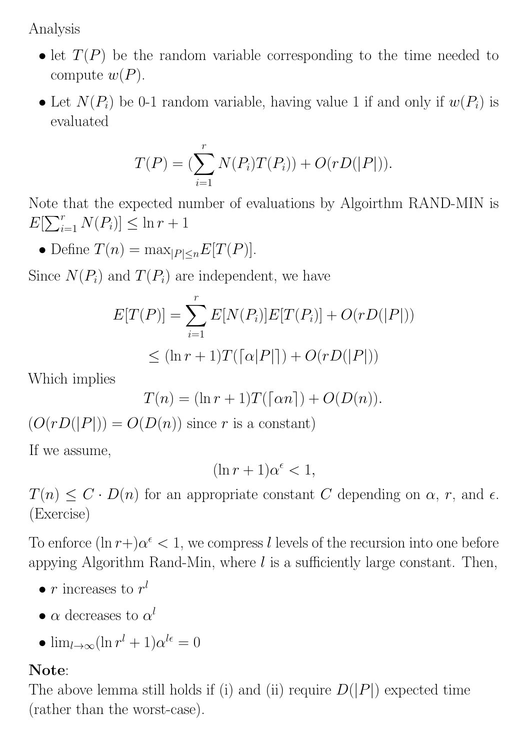Analysis

- let $T(P)$ be the random variable corresponding to the time needed to compute $w(P)$.
- Let $N(P_i)$ be 0-1 random variable, having value 1 if and only if $w(P_i)$ is evaluated

$$T(P) = (\sum_{i=1}^{r} N(P_i)T(P_i)) + O(rD(|P|)).$$

Note that the expected number of evaluations by Algoirthm RAND-MIN is $E[\sum_{i=1}^{r} N(P_i)] \leq \ln r + 1$

- Define $T(n) = \max_{|P| \leq n} E[T(P)]$.

Since $N(P_i)$ and $T(P_i)$ are independent, we have

$$E[T(P)] = \sum_{i=1}^{r} E[N(P_i)]E[T(P_i)] + O(rD(|P|))$$
$$\leq (\ln r + 1)T(\lceil \alpha |P| \rceil) + O(rD(|P|))$$

Which implies

$$T(n) = (\ln r + 1)T(\lceil \alpha n \rceil) + O(D(n)).$$

($O(rD(|P|)) = O(D(n))$ since $r$ is a constant)

If we assume,

$$(\ln r + 1)\alpha^{\epsilon} < 1,$$

$T(n) \leq C \cdot D(n)$ for an appropriate constant $C$ depending on $\alpha$, $r$, and $\epsilon$. (Exercise)

To enforce $(\ln r +)\alpha^{\epsilon} < 1$, we compress $l$ levels of the recursion into one before appying Algorithm Rand-Min, where $l$ is a sufficiently large constant. Then,

- $r$ increases to $r^l$
- $\alpha$ decreases to $\alpha^l$
- $\lim_{l \to \infty} (\ln r^l + 1)\alpha^{l\epsilon} = 0$

**Note**:
The above lemma still holds if (i) and (ii) require $D(|P|)$ expected time (rather than the worst-case).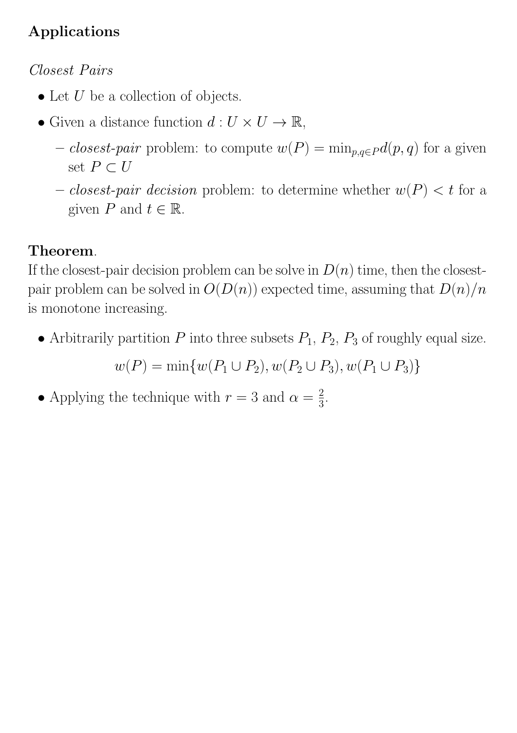# Applications

*Closest Pairs*

- Let $U$ be a collection of objects.
- Given a distance function $d : U \times U \rightarrow \mathbb{R}$,
  - *closest-pair* problem: to compute $w(P) = \min_{p,q \in P} d(p, q)$ for a given set $P \subset U$
  - *closest-pair decision* problem: to determine whether $w(P) < t$ for a given $P$ and $t \in \mathbb{R}$.

**Theorem**.
If the closest-pair decision problem can be solve in $D(n)$ time, then the closest-pair problem can be solved in $O(D(n))$ expected time, assuming that $D(n)/n$ is monotone increasing.

- Arbitrarily partition $P$ into three subsets $P_1$, $P_2$, $P_3$ of roughly equal size.

$$w(P) = \min\{w(P_1 \cup P_2), w(P_2 \cup P_3), w(P_1 \cup P_3)\}$$

- Applying the technique with $r = 3$ and $\alpha = \frac{2}{3}$.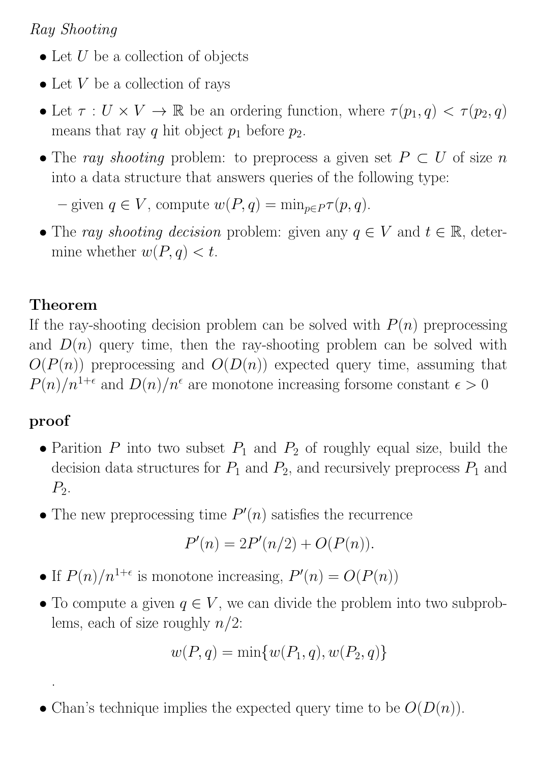*Ray Shooting*

- Let $U$ be a collection of objects
- Let $V$ be a collection of rays
- Let $\tau : U \times V \rightarrow \mathbb{R}$ be an ordering function, where $\tau(p_1, q) < \tau(p_2, q)$ means that ray $q$ hit object $p_1$ before $p_2$.
- The *ray shooting* problem: to preprocess a given set $P \subset U$ of size $n$ into a data structure that answers queries of the following type:
  - given $q \in V$, compute $w(P, q) = \min_{p \in P} \tau(p, q)$.
- The *ray shooting decision* problem: given any $q \in V$ and $t \in \mathbb{R}$, determine whether $w(P, q) < t$.

**Theorem**

If the ray-shooting decision problem can be solved with $P(n)$ preprocessing and $D(n)$ query time, then the ray-shooting problem can be solved with $O(P(n))$ preprocessing and $O(D(n))$ expected query time, assuming that $P(n)/n^{1+\epsilon}$ and $D(n)/n^{\epsilon}$ are monotone increasing forsome constant $\epsilon > 0$

**proof**

- Parition $P$ into two subset $P_1$ and $P_2$ of roughly equal size, build the decision data structures for $P_1$ and $P_2$, and recursively preprocess $P_1$ and $P_2$.
- The new preprocessing time $P'(n)$ satisfies the recurrence

$$P'(n) = 2P'(n/2) + O(P(n)).$$

- If $P(n)/n^{1+\epsilon}$ is monotone increasing, $P'(n) = O(P(n))$
- To compute a given $q \in V$, we can divide the problem into two subproblems, each of size roughly $n/2$:

$$w(P, q) = \min\{w(P_1, q), w(P_2, q)\}$$

.

- Chan's technique implies the expected query time to be $O(D(n))$.